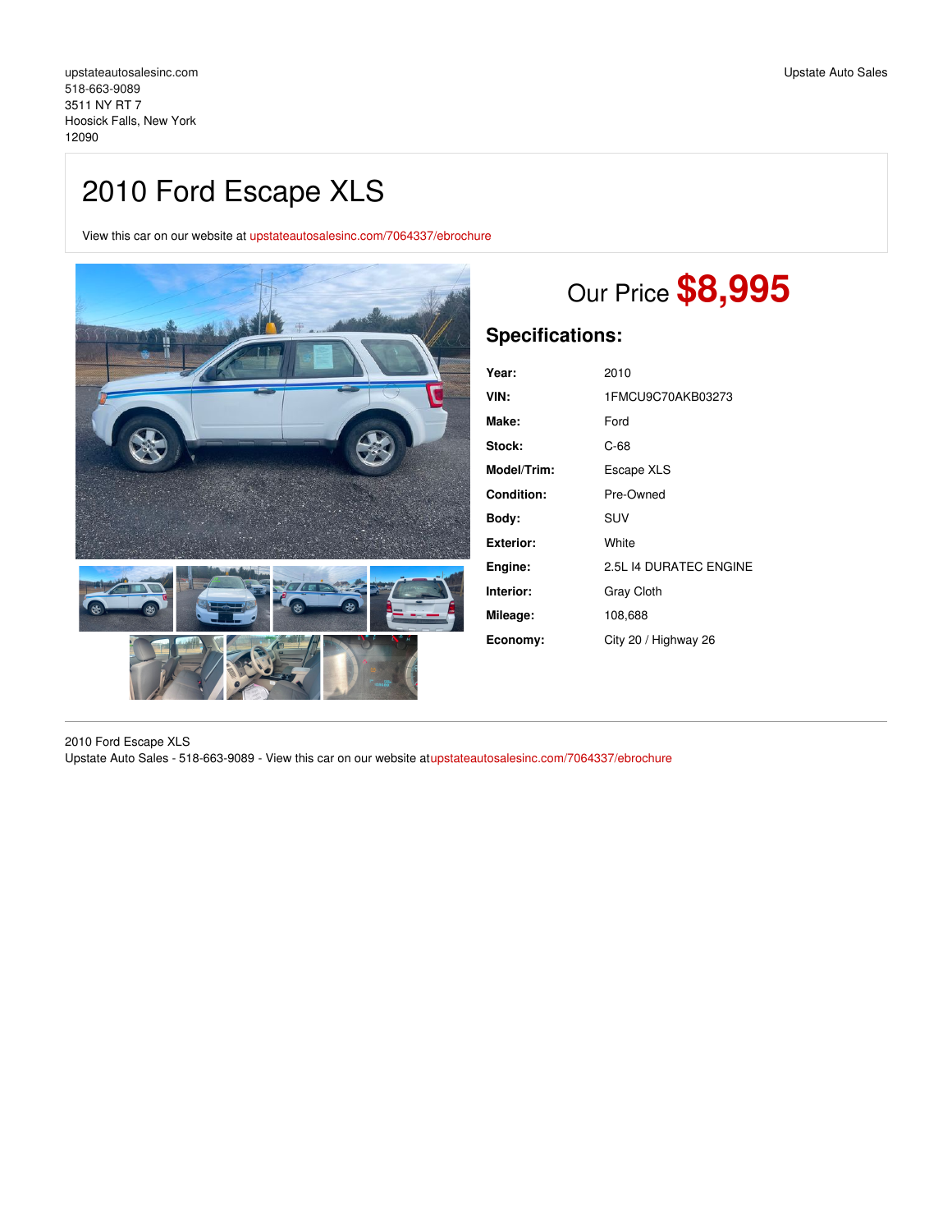upstateautosalesinc.com
518-663-9089
3511 NY RT 7
Hoosick Falls, New York
12090

Upstate Auto Sales

# 2010 Ford Escape XLS

View this car on our website at upstateautosalesinc.com/7064337/ebrochure

Our Price **$8,995**

## Specifications:

| | |
|---|---|
| **Year:** | 2010 |
| **VIN:** | 1FMCU9C70AKB03273 |
| **Make:** | Ford |
| **Stock:** | C-68 |
| **Model/Trim:** | Escape XLS |
| **Condition:** | Pre-Owned |
| **Body:** | SUV |
| **Exterior:** | White |
| **Engine:** | 2.5L I4 DURATEC ENGINE |
| **Interior:** | Gray Cloth |
| **Mileage:** | 108,688 |
| **Economy:** | City 20 / Highway 26 |

2010 Ford Escape XLS
Upstate Auto Sales - 518-663-9089 - View this car on our website atupstateautosalesinc.com/7064337/ebrochure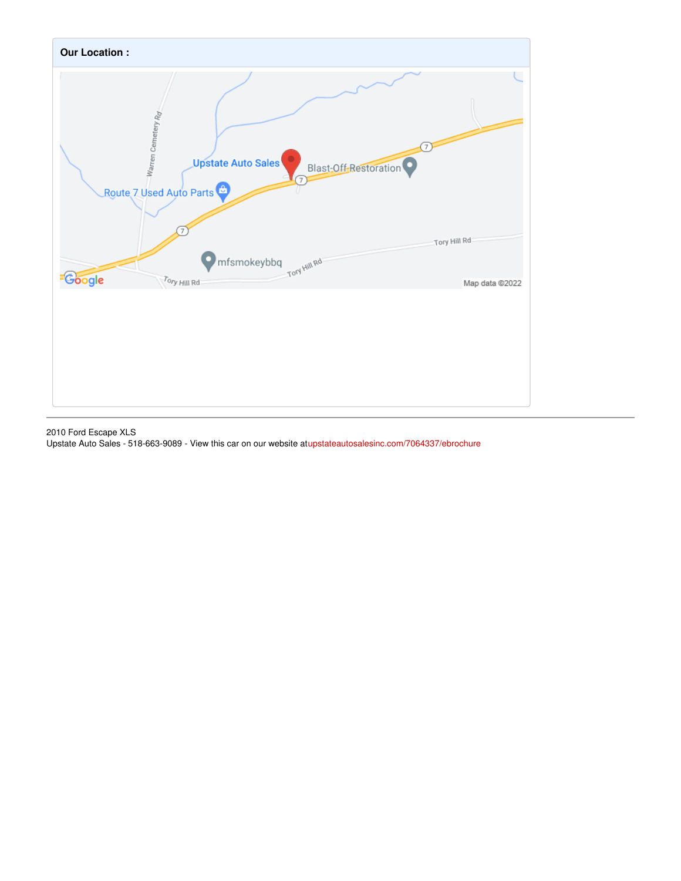**Our Location :**

2010 Ford Escape XLS
Upstate Auto Sales - 518-663-9089 - View this car on our website atupstateautosalesinc.com/7064337/ebrochure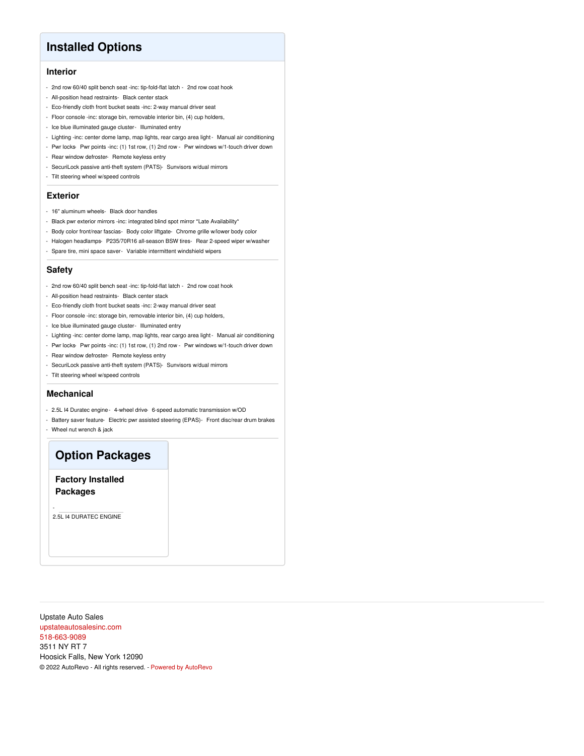# Installed Options

## Interior

- 2nd row 60/40 split bench seat -inc: tip-fold-flat latch - 2nd row coat hook
- All-position head restraints- Black center stack
- Eco-friendly cloth front bucket seats -inc: 2-way manual driver seat
- Floor console -inc: storage bin, removable interior bin, (4) cup holders,
- Ice blue illuminated gauge cluster- Illuminated entry
- Lighting -inc: center dome lamp, map lights, rear cargo area light - Manual air conditioning
- Pwr locks- Pwr points -inc: (1) 1st row, (1) 2nd row - Pwr windows w/1-touch driver down
- Rear window defroster- Remote keyless entry
- SecuriLock passive anti-theft system (PATS)- Sunvisors w/dual mirrors
- Tilt steering wheel w/speed controls

## Exterior

- 16" aluminum wheels- Black door handles
- Black pwr exterior mirrors -inc: integrated blind spot mirror *Late Availability*
- Body color front/rear fascias- Body color liftgate- Chrome grille w/lower body color
- Halogen headlamps- P235/70R16 all-season BSW tires- Rear 2-speed wiper w/washer
- Spare tire, mini space saver- Variable intermittent windshield wipers

## Safety

- 2nd row 60/40 split bench seat -inc: tip-fold-flat latch - 2nd row coat hook
- All-position head restraints- Black center stack
- Eco-friendly cloth front bucket seats -inc: 2-way manual driver seat
- Floor console -inc: storage bin, removable interior bin, (4) cup holders,
- Ice blue illuminated gauge cluster- Illuminated entry
- Lighting -inc: center dome lamp, map lights, rear cargo area light - Manual air conditioning
- Pwr locks- Pwr points -inc: (1) 1st row, (1) 2nd row - Pwr windows w/1-touch driver down
- Rear window defroster- Remote keyless entry
- SecuriLock passive anti-theft system (PATS)- Sunvisors w/dual mirrors
- Tilt steering wheel w/speed controls

## Mechanical

- 2.5L I4 Duratec engine - 4-wheel drive- 6-speed automatic transmission w/OD
- Battery saver feature- Electric pwr assisted steering (EPAS)- Front disc/rear drum brakes
- Wheel nut wrench & jack

# Option Packages

## Factory Installed Packages

- 2.5L I4 DURATEC ENGINE

---

Upstate Auto Sales
upstateautosalesinc.com
518-663-9089
3511 NY RT 7
Hoosick Falls, New York 12090
© 2022 AutoRevo - All rights reserved. - Powered by AutoRevo